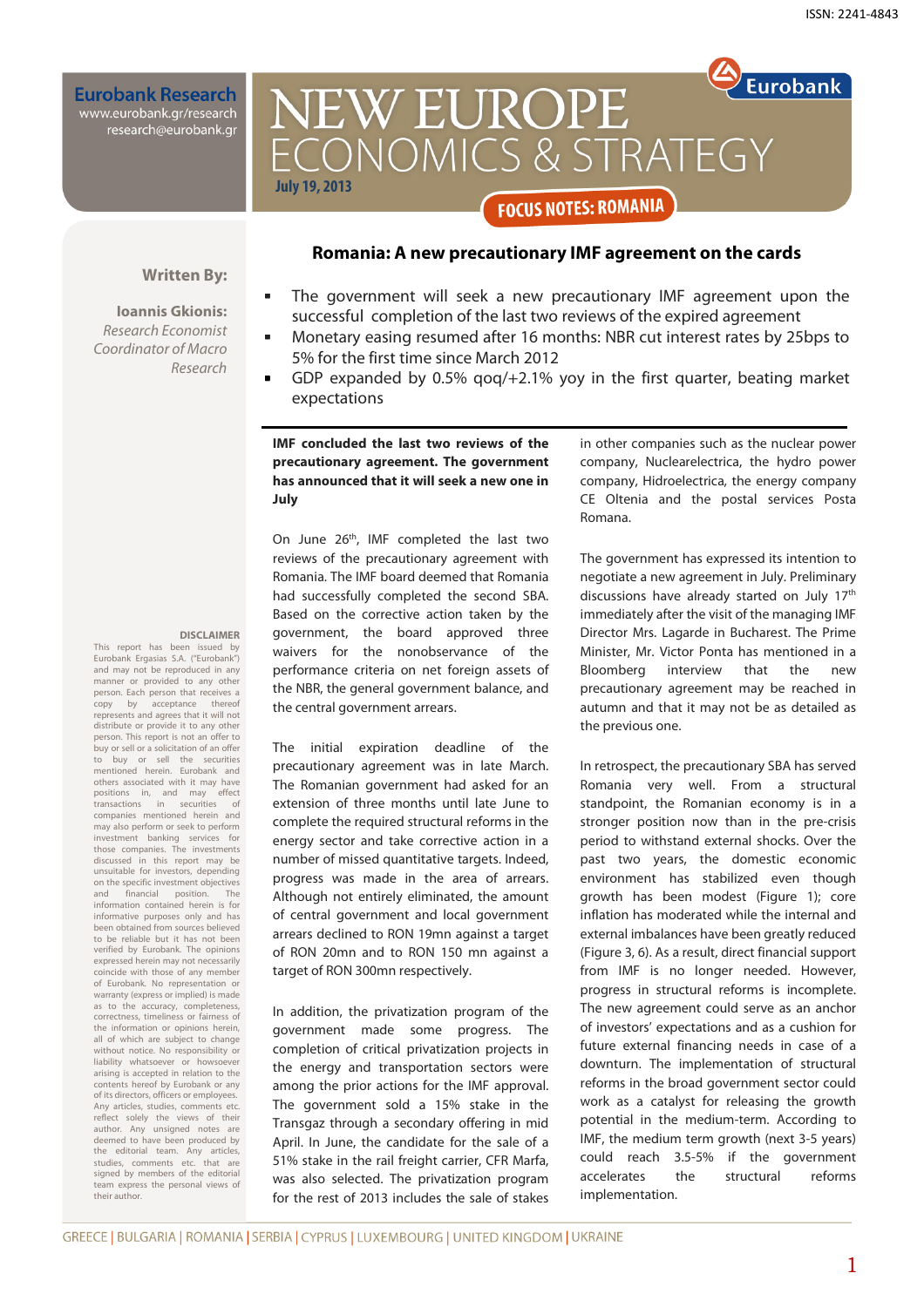ISSN: 2241-4843

**Eurobank Research**
www.eurobank.gr/research
research@eurobank.gr

# NEW EUROPE ECONOMICS & STRATEGY

**July 19, 2013**

**FOCUS NOTES: ROMANIA**

**Written By:**

**Ioannis Gkionis:**
*Research Economist*
*Coordinator of Macro Research*

## Romania: A new precautionary IMF agreement on the cards

- The government will seek a new precautionary IMF agreement upon the successful completion of the last two reviews of the expired agreement
- Monetary easing resumed after 16 months: NBR cut interest rates by 25bps to 5% for the first time since March 2012
- GDP expanded by 0.5% qoq/+2.1% yoy in the first quarter, beating market expectations

**IMF concluded the last two reviews of the precautionary agreement. The government has announced that it will seek a new one in July**

On June 26[th], IMF completed the last two reviews of the precautionary agreement with Romania. The IMF board deemed that Romania had successfully completed the second SBA. Based on the corrective action taken by the government, the board approved three waivers for the nonobservance of the performance criteria on net foreign assets of the NBR, the general government balance, and the central government arrears.

The initial expiration deadline of the precautionary agreement was in late March. The Romanian government had asked for an extension of three months until late June to complete the required structural reforms in the energy sector and take corrective action in a number of missed quantitative targets. Indeed, progress was made in the area of arrears. Although not entirely eliminated, the amount of central government and local government arrears declined to RON 19mn against a target of RON 20mn and to RON 150 mn against a target of RON 300mn respectively.

In addition, the privatization program of the government made some progress. The completion of critical privatization projects in the energy and transportation sectors were among the prior actions for the IMF approval. The government sold a 15% stake in the Transgaz through a secondary offering in mid April. In June, the candidate for the sale of a 51% stake in the rail freight carrier, CFR Marfa, was also selected. The privatization program for the rest of 2013 includes the sale of stakes in other companies such as the nuclear power company, Nuclearelectrica, the hydro power company, Hidroelectrica, the energy company CE Oltenia and the postal services Posta Romana.

The government has expressed its intention to negotiate a new agreement in July. Preliminary discussions have already started on July 17[th] immediately after the visit of the managing IMF Director Mrs. Lagarde in Bucharest. The Prime Minister, Mr. Victor Ponta has mentioned in a Bloomberg interview that the new precautionary agreement may be reached in autumn and that it may not be as detailed as the previous one.

In retrospect, the precautionary SBA has served Romania very well. From a structural standpoint, the Romanian economy is in a stronger position now than in the pre-crisis period to withstand external shocks. Over the past two years, the domestic economic environment has stabilized even though growth has been modest (Figure 1); core inflation has moderated while the internal and external imbalances have been greatly reduced (Figure 3, 6). As a result, direct financial support from IMF is no longer needed. However, progress in structural reforms is incomplete. The new agreement could serve as an anchor of investors' expectations and as a cushion for future external financing needs in case of a downturn. The implementation of structural reforms in the broad government sector could work as a catalyst for releasing the growth potential in the medium-term. According to IMF, the medium term growth (next 3-5 years) could reach 3.5-5% if the government accelerates the structural reforms implementation.

**DISCLAIMER**

This report has been issued by Eurobank Ergasias S.A. ("Eurobank") and may not be reproduced in any manner or provided to any other person. Each person that receives a copy by acceptance thereof represents and agrees that it will not distribute or provide it to any other person. This report is not an offer to buy or sell or a solicitation of an offer to buy or sell the securities mentioned herein. Eurobank and others associated with it may have positions in, and may effect transactions in securities of companies mentioned herein and may also perform or seek to perform investment banking services for those companies. The investments discussed in this report may be unsuitable for investors, depending on the specific investment objectives and financial position. The information contained herein is for informative purposes only and has been obtained from sources believed to be reliable but it has not been verified by Eurobank. The opinions expressed herein may not necessarily coincide with those of any member of Eurobank. No representation or warranty (express or implied) is made as to the accuracy, completeness, correctness, timeliness or fairness of the information or opinions herein, all of which are subject to change without notice. No responsibility or liability whatsoever or howsoever arising is accepted in relation to the contents hereof by Eurobank or any of its directors, officers or employees. Any articles, studies, comments etc. reflect solely the views of their author. Any unsigned notes are deemed to have been produced by the editorial team. Any articles, studies, comments etc. that are signed by members of the editorial team express the personal views of their author.

GREECE | BULGARIA | ROMANIA | SERBIA | CYPRUS | LUXEMBOURG | UNITED KINGDOM | UKRAINE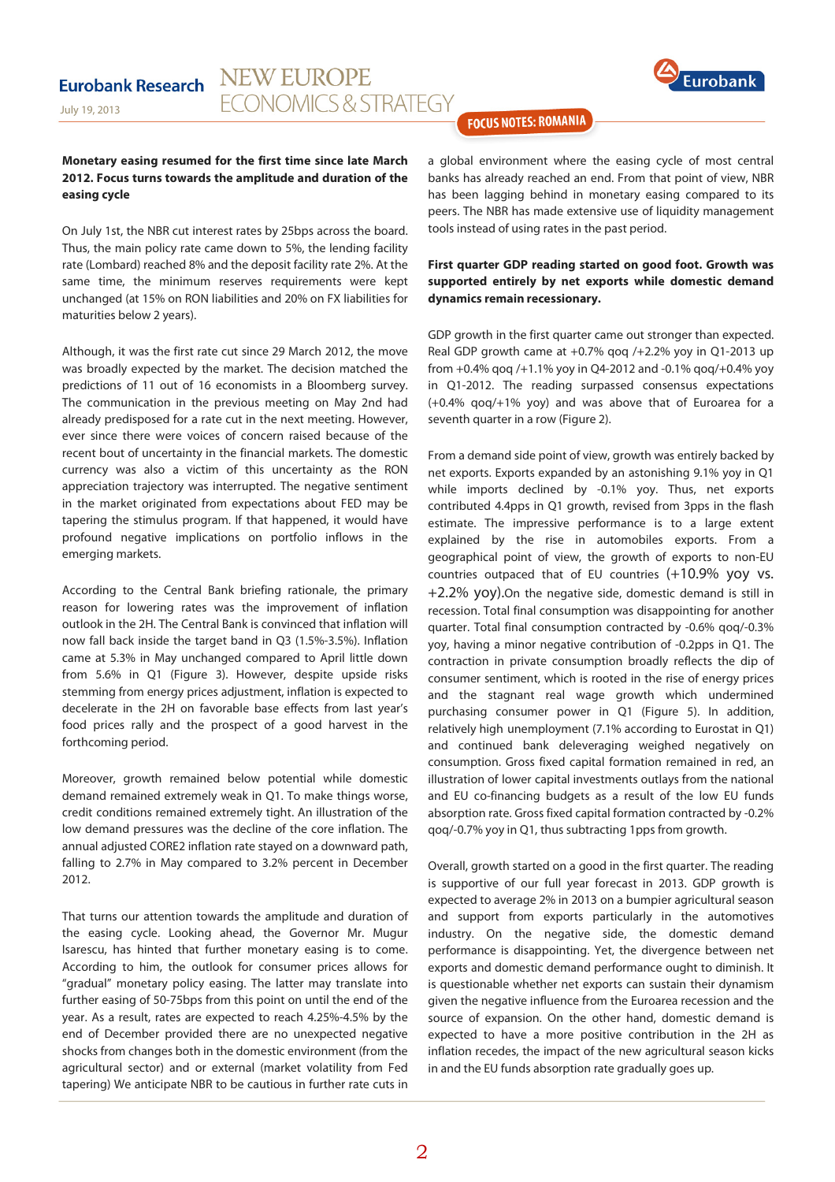**Monetary easing resumed for the first time since late March 2012. Focus turns towards the amplitude and duration of the easing cycle**

On July 1st, the NBR cut interest rates by 25bps across the board. Thus, the main policy rate came down to 5%, the lending facility rate (Lombard) reached 8% and the deposit facility rate 2%. At the same time, the minimum reserves requirements were kept unchanged (at 15% on RON liabilities and 20% on FX liabilities for maturities below 2 years).

Although, it was the first rate cut since 29 March 2012, the move was broadly expected by the market. The decision matched the predictions of 11 out of 16 economists in a Bloomberg survey. The communication in the previous meeting on May 2nd had already predisposed for a rate cut in the next meeting. However, ever since there were voices of concern raised because of the recent bout of uncertainty in the financial markets. The domestic currency was also a victim of this uncertainty as the RON appreciation trajectory was interrupted. The negative sentiment in the market originated from expectations about FED may be tapering the stimulus program. If that happened, it would have profound negative implications on portfolio inflows in the emerging markets.

According to the Central Bank briefing rationale, the primary reason for lowering rates was the improvement of inflation outlook in the 2H. The Central Bank is convinced that inflation will now fall back inside the target band in Q3 (1.5%-3.5%). Inflation came at 5.3% in May unchanged compared to April little down from 5.6% in Q1 (Figure 3). However, despite upside risks stemming from energy prices adjustment, inflation is expected to decelerate in the 2H on favorable base effects from last year's food prices rally and the prospect of a good harvest in the forthcoming period.

Moreover, growth remained below potential while domestic demand remained extremely weak in Q1. To make things worse, credit conditions remained extremely tight. An illustration of the low demand pressures was the decline of the core inflation. The annual adjusted CORE2 inflation rate stayed on a downward path, falling to 2.7% in May compared to 3.2% percent in December 2012.

That turns our attention towards the amplitude and duration of the easing cycle. Looking ahead, the Governor Mr. Mugur Isarescu, has hinted that further monetary easing is to come. According to him, the outlook for consumer prices allows for "gradual" monetary policy easing. The latter may translate into further easing of 50-75bps from this point on until the end of the year. As a result, rates are expected to reach 4.25%-4.5% by the end of December provided there are no unexpected negative shocks from changes both in the domestic environment (from the agricultural sector) and or external (market volatility from Fed tapering) We anticipate NBR to be cautious in further rate cuts in a global environment where the easing cycle of most central banks has already reached an end. From that point of view, NBR has been lagging behind in monetary easing compared to its peers. The NBR has made extensive use of liquidity management tools instead of using rates in the past period.

**First quarter GDP reading started on good foot. Growth was supported entirely by net exports while domestic demand dynamics remain recessionary.**

GDP growth in the first quarter came out stronger than expected. Real GDP growth came at +0.7% qoq /+2.2% yoy in Q1-2013 up from +0.4% qoq /+1.1% yoy in Q4-2012 and -0.1% qoq/+0.4% yoy in Q1-2012. The reading surpassed consensus expectations (+0.4% qoq/+1% yoy) and was above that of Euroarea for a seventh quarter in a row (Figure 2).

From a demand side point of view, growth was entirely backed by net exports. Exports expanded by an astonishing 9.1% yoy in Q1 while imports declined by -0.1% yoy. Thus, net exports contributed 4.4pps in Q1 growth, revised from 3pps in the flash estimate. The impressive performance is to a large extent explained by the rise in automobiles exports. From a geographical point of view, the growth of exports to non-EU countries outpaced that of EU countries (+10.9% yoy vs. +2.2% yoy).On the negative side, domestic demand is still in recession. Total final consumption was disappointing for another quarter. Total final consumption contracted by -0.6% qoq/-0.3% yoy, having a minor negative contribution of -0.2pps in Q1. The contraction in private consumption broadly reflects the dip of consumer sentiment, which is rooted in the rise of energy prices and the stagnant real wage growth which undermined purchasing consumer power in Q1 (Figure 5). In addition, relatively high unemployment (7.1% according to Eurostat in Q1) and continued bank deleveraging weighed negatively on consumption. Gross fixed capital formation remained in red, an illustration of lower capital investments outlays from the national and EU co-financing budgets as a result of the low EU funds absorption rate. Gross fixed capital formation contracted by -0.2% qoq/-0.7% yoy in Q1, thus subtracting 1pps from growth.

Overall, growth started on a good in the first quarter. The reading is supportive of our full year forecast in 2013. GDP growth is expected to average 2% in 2013 on a bumpier agricultural season and support from exports particularly in the automotives industry. On the negative side, the domestic demand performance is disappointing. Yet, the divergence between net exports and domestic demand performance ought to diminish. It is questionable whether net exports can sustain their dynamism given the negative influence from the Euroarea recession and the source of expansion. On the other hand, domestic demand is expected to have a more positive contribution in the 2H as inflation recedes, the impact of the new agricultural season kicks in and the EU funds absorption rate gradually goes up.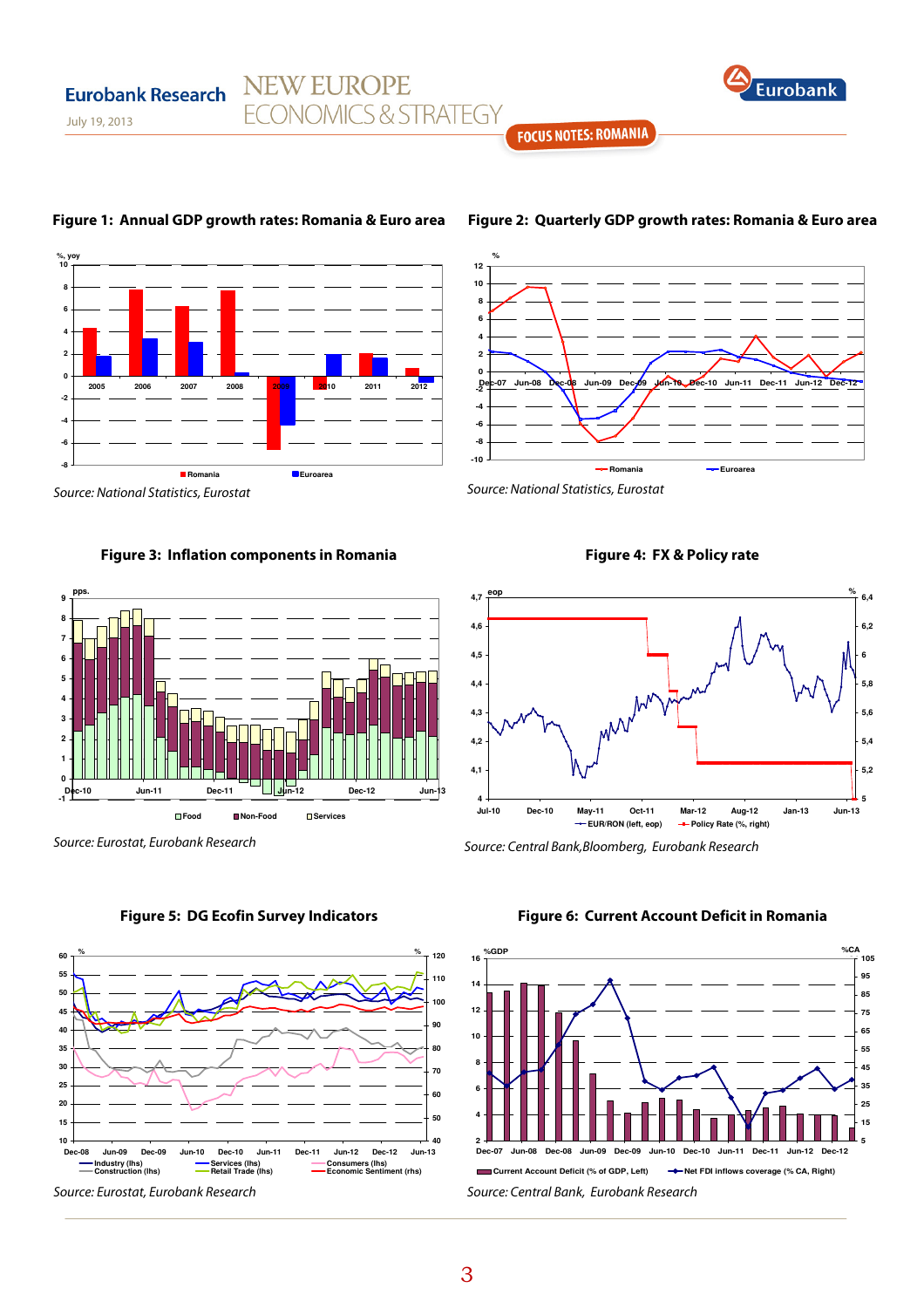**Figure 1: Annual GDP growth rates: Romania & Euro area**

Source: National Statistics, Eurostat

**Figure 2: Quarterly GDP growth rates: Romania & Euro area**

Source: National Statistics, Eurostat

**Figure 3: Inflation components in Romania**

Source: Eurostat, Eurobank Research

**Figure 4: FX & Policy rate**

Source: Central Bank,Bloomberg, Eurobank Research

**Figure 5: DG Ecofin Survey Indicators**

Source: Eurostat, Eurobank Research

**Figure 6: Current Account Deficit in Romania**

Source: Central Bank, Eurobank Research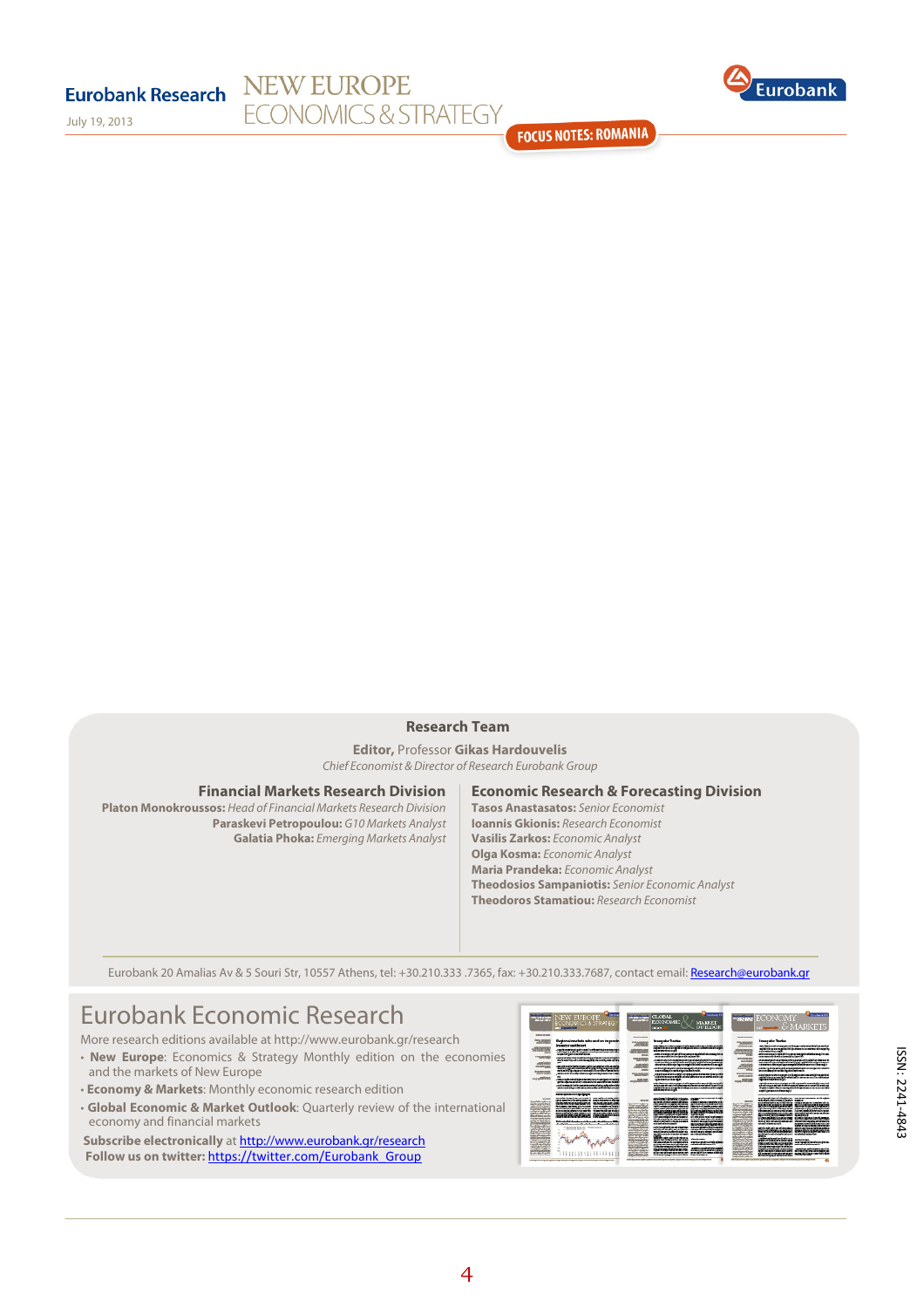## Research Team

**Editor,** Professor **Gikas Hardouvelis**
*Chief Economist & Director of Research Eurobank Group*

### Financial Markets Research Division

**Platon Monokroussos:** *Head of Financial Markets Research Division*
**Paraskevi Petropoulou:** *G10 Markets Analyst*
**Galatia Phoka:** *Emerging Markets Analyst*

### Economic Research & Forecasting Division

**Tasos Anastasatos:** *Senior Economist*
**Ioannis Gkionis:** *Research Economist*
**Vasilis Zarkos:** *Economic Analyst*
**Olga Kosma:** *Economic Analyst*
**Maria Prandeka:** *Economic Analyst*
**Theodosios Sampaniotis:** *Senior Economic Analyst*
**Theodoros Stamatiou:** *Research Economist*

Eurobank 20 Amalias Av & 5 Souri Str, 10557 Athens, tel: +30.210.333 .7365, fax: +30.210.333.7687, contact email: Research@eurobank.gr

# Eurobank Economic Research

More research editions available at http://www.eurobank.gr/research

- **New Europe**: Economics & Strategy Monthly edition on the economies and the markets of New Europe
- **Economy & Markets**: Monthly economic research edition
- **Global Economic & Market Outlook**: Quarterly review of the international economy and financial markets

**Subscribe electronically** at http://www.eurobank.gr/research
**Follow us on twitter:** https://twitter.com/Eurobank_Group

ISSN: 2241-4843